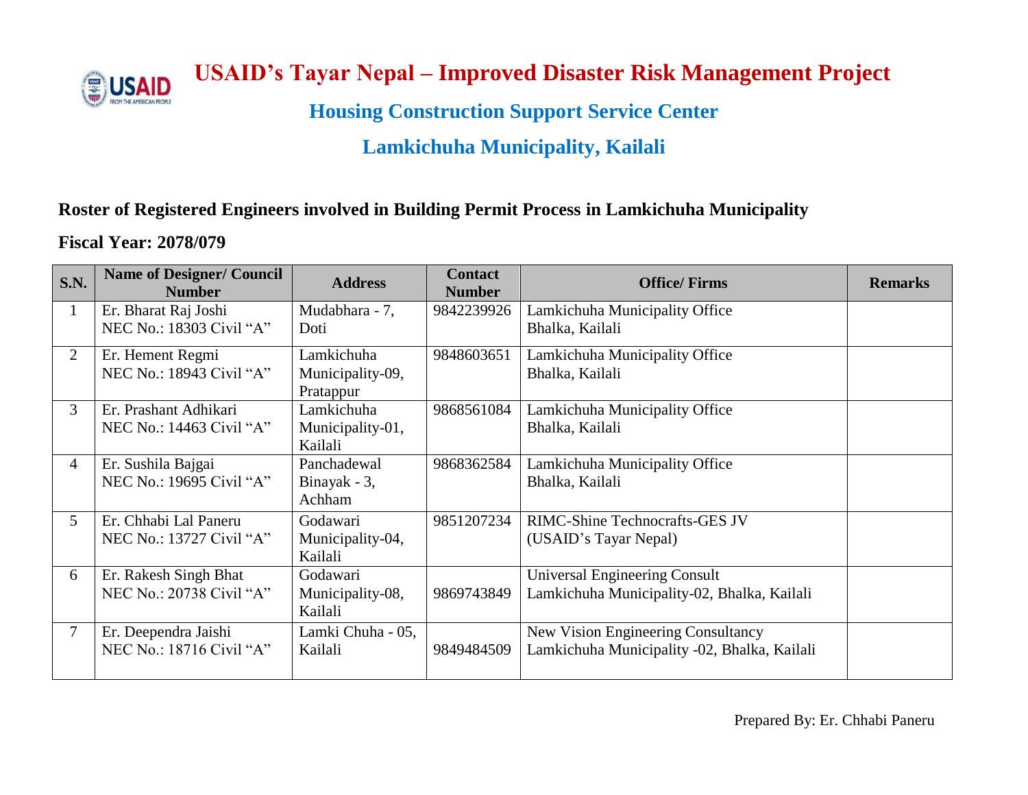# USAID's Tayar Nepal – Improved Disaster Risk Management Project

## Housing Construction Support Service Center

## Lamkichuha Municipality, Kailali

### Roster of Registered Engineers involved in Building Permit Process in Lamkichuha Municipality

**Fiscal Year: 2078/079**

| S.N. | Name of Designer/ Council Number | Address | Contact Number | Office/ Firms | Remarks |
|---|---|---|---|---|---|
| 1 | Er. Bharat Raj Joshi<br>NEC No.: 18303 Civil "A" | Mudabhara - 7, Doti | 9842239926 | Lamkichuha Municipality Office<br>Bhalka, Kailali | |
| 2 | Er. Hement Regmi<br>NEC No.: 18943 Civil "A" | Lamkichuha Municipality-09, Pratappur | 9848603651 | Lamkichuha Municipality Office<br>Bhalka, Kailali | |
| 3 | Er. Prashant Adhikari<br>NEC No.: 14463 Civil "A" | Lamkichuha Municipality-01, Kailali | 9868561084 | Lamkichuha Municipality Office<br>Bhalka, Kailali | |
| 4 | Er. Sushila Bajgai<br>NEC No.: 19695 Civil "A" | Panchadewal Binayak - 3, Achham | 9868362584 | Lamkichuha Municipality Office<br>Bhalka, Kailali | |
| 5 | Er. Chhabi Lal Paneru<br>NEC No.: 13727 Civil "A" | Godawari Municipality-04, Kailali | 9851207234 | RIMC-Shine Technocrafts-GES JV<br>(USAID's Tayar Nepal) | |
| 6 | Er. Rakesh Singh Bhat<br>NEC No.: 20738 Civil "A" | Godawari Municipality-08, Kailali | 9869743849 | Universal Engineering Consult<br>Lamkichuha Municipality-02, Bhalka, Kailali | |
| 7 | Er. Deependra Jaishi<br>NEC No.: 18716 Civil "A" | Lamki Chuha - 05, Kailali | 9849484509 | New Vision Engineering Consultancy<br>Lamkichuha Municipality -02, Bhalka, Kailali | |

Prepared By: Er. Chhabi Paneru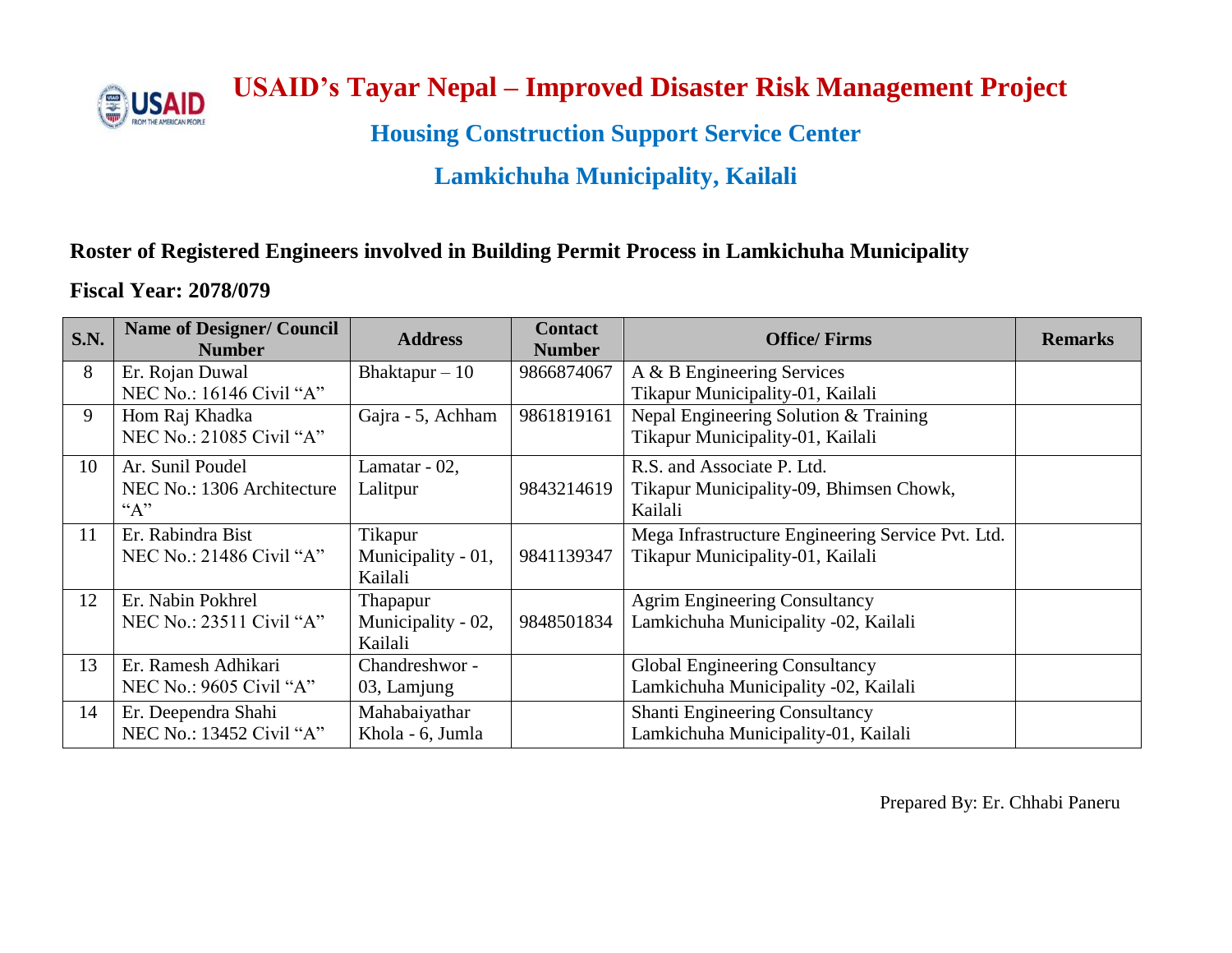# USAID's Tayar Nepal – Improved Disaster Risk Management Project

## Housing Construction Support Service Center

## Lamkichuha Municipality, Kailali

**Roster of Registered Engineers involved in Building Permit Process in Lamkichuha Municipality**

**Fiscal Year: 2078/079**

| S.N. | Name of Designer/ Council Number | Address | Contact Number | Office/ Firms | Remarks |
|---|---|---|---|---|---|
| 8 | Er. Rojan Duwal<br>NEC No.: 16146 Civil "A" | Bhaktapur – 10 | 9866874067 | A & B Engineering Services<br>Tikapur Municipality-01, Kailali | |
| 9 | Hom Raj Khadka<br>NEC No.: 21085 Civil "A" | Gajra - 5, Achham | 9861819161 | Nepal Engineering Solution & Training<br>Tikapur Municipality-01, Kailali | |
| 10 | Ar. Sunil Poudel<br>NEC No.: 1306 Architecture "A" | Lamatar - 02, Lalitpur | 9843214619 | R.S. and Associate P. Ltd.<br>Tikapur Municipality-09, Bhimsen Chowk, Kailali | |
| 11 | Er. Rabindra Bist<br>NEC No.: 21486 Civil "A" | Tikapur Municipality - 01, Kailali | 9841139347 | Mega Infrastructure Engineering Service Pvt. Ltd.<br>Tikapur Municipality-01, Kailali | |
| 12 | Er. Nabin Pokhrel<br>NEC No.: 23511 Civil "A" | Thapapur Municipality - 02, Kailali | 9848501834 | Agrim Engineering Consultancy<br>Lamkichuha Municipality -02, Kailali | |
| 13 | Er. Ramesh Adhikari<br>NEC No.: 9605 Civil "A" | Chandreshwor - 03, Lamjung | | Global Engineering Consultancy<br>Lamkichuha Municipality -02, Kailali | |
| 14 | Er. Deependra Shahi<br>NEC No.: 13452 Civil "A" | Mahabaiyathar Khola - 6, Jumla | | Shanti Engineering Consultancy<br>Lamkichuha Municipality-01, Kailali | |

Prepared By: Er. Chhabi Paneru